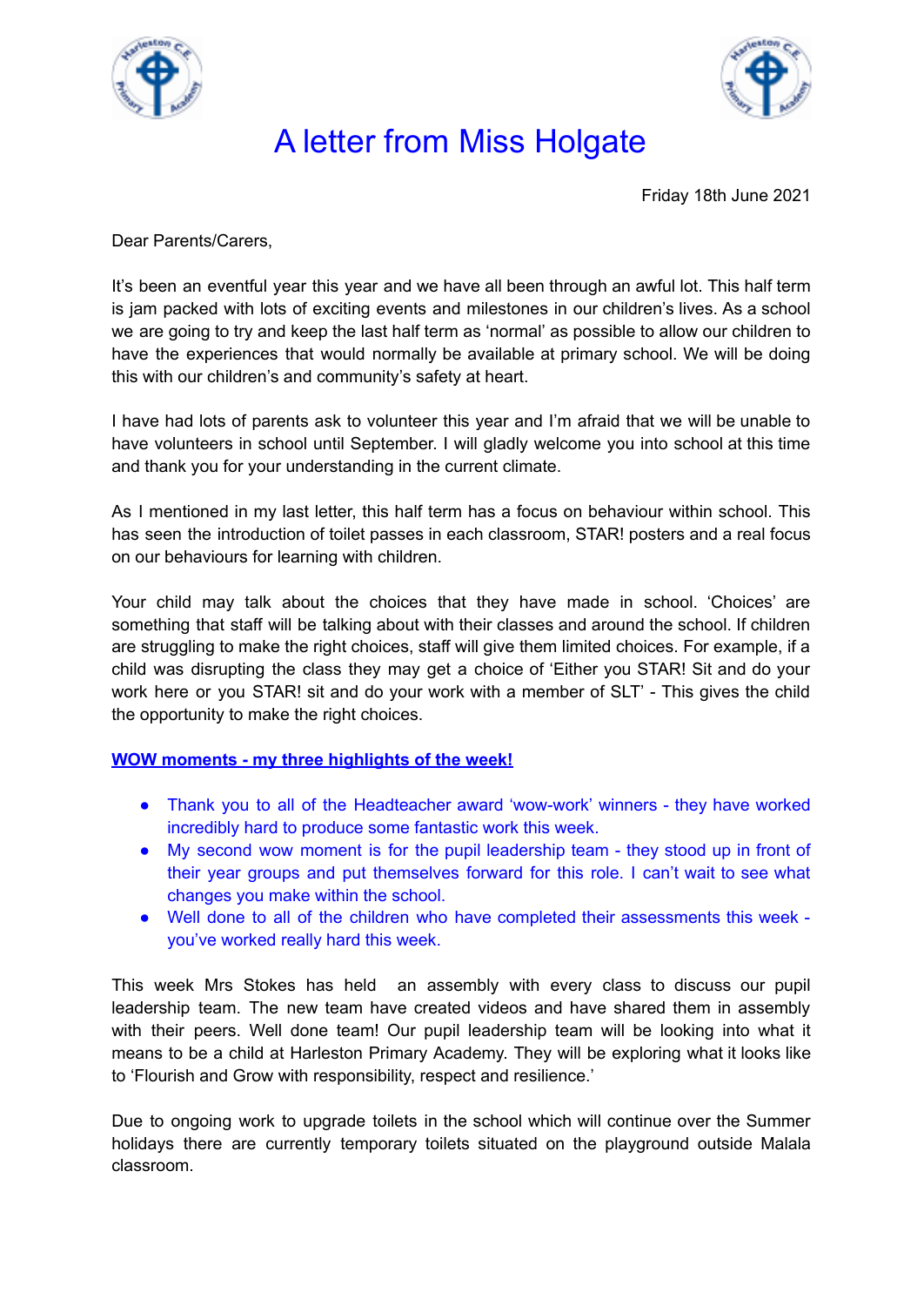# A letter from Miss Holgate

Friday 18th June 2021

Dear Parents/Carers,

It's been an eventful year this year and we have all been through an awful lot. This half term is jam packed with lots of exciting events and milestones in our children's lives. As a school we are going to try and keep the last half term as 'normal' as possible to allow our children to have the experiences that would normally be available at primary school. We will be doing this with our children's and community's safety at heart.

I have had lots of parents ask to volunteer this year and I'm afraid that we will be unable to have volunteers in school until September. I will gladly welcome you into school at this time and thank you for your understanding in the current climate.

As I mentioned in my last letter, this half term has a focus on behaviour within school. This has seen the introduction of toilet passes in each classroom, STAR! posters and a real focus on our behaviours for learning with children.

Your child may talk about the choices that they have made in school. 'Choices' are something that staff will be talking about with their classes and around the school. If children are struggling to make the right choices, staff will give them limited choices. For example, if a child was disrupting the class they may get a choice of 'Either you STAR! Sit and do your work here or you STAR! sit and do your work with a member of SLT' - This gives the child the opportunity to make the right choices.

**WOW moments - my three highlights of the week!**

- Thank you to all of the Headteacher award 'wow-work' winners - they have worked incredibly hard to produce some fantastic work this week.
- My second wow moment is for the pupil leadership team - they stood up in front of their year groups and put themselves forward for this role. I can't wait to see what changes you make within the school.
- Well done to all of the children who have completed their assessments this week - you've worked really hard this week.

This week Mrs Stokes has held an assembly with every class to discuss our pupil leadership team. The new team have created videos and have shared them in assembly with their peers. Well done team! Our pupil leadership team will be looking into what it means to be a child at Harleston Primary Academy. They will be exploring what it looks like to 'Flourish and Grow with responsibility, respect and resilience.'

Due to ongoing work to upgrade toilets in the school which will continue over the Summer holidays there are currently temporary toilets situated on the playground outside Malala classroom.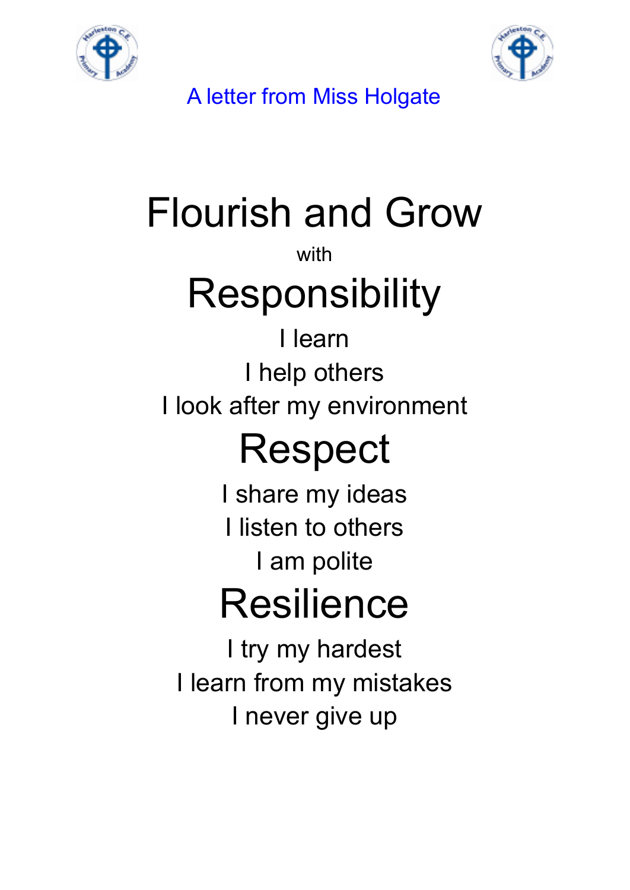A letter from Miss Holgate

# Flourish and Grow

with

## Responsibility

I learn

I help others

I look after my environment

## Respect

I share my ideas

I listen to others

I am polite

## Resilience

I try my hardest

I learn from my mistakes

I never give up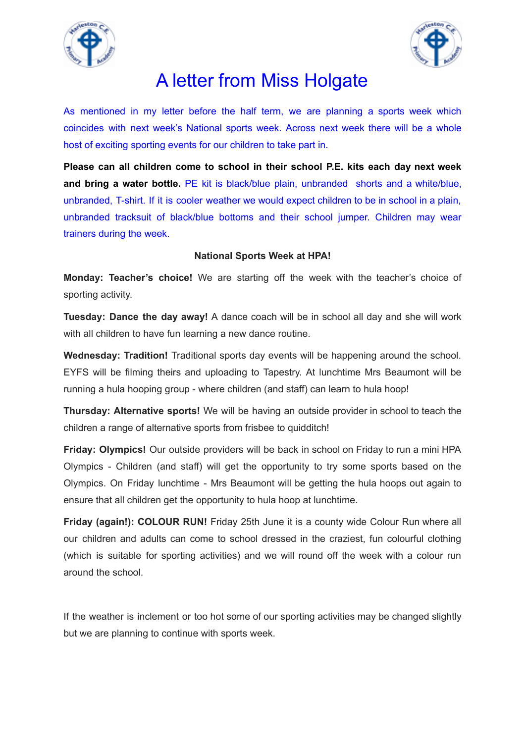# A letter from Miss Holgate

As mentioned in my letter before the half term, we are planning a sports week which coincides with next week's National sports week. Across next week there will be a whole host of exciting sporting events for our children to take part in.

**Please can all children come to school in their school P.E. kits each day next week and bring a water bottle.** PE kit is black/blue plain, unbranded shorts and a white/blue, unbranded, T-shirt. If it is cooler weather we would expect children to be in school in a plain, unbranded tracksuit of black/blue bottoms and their school jumper. Children may wear trainers during the week.

**National Sports Week at HPA!**

**Monday: Teacher's choice!** We are starting off the week with the teacher's choice of sporting activity.

**Tuesday: Dance the day away!** A dance coach will be in school all day and she will work with all children to have fun learning a new dance routine.

**Wednesday: Tradition!** Traditional sports day events will be happening around the school. EYFS will be filming theirs and uploading to Tapestry. At lunchtime Mrs Beaumont will be running a hula hooping group - where children (and staff) can learn to hula hoop!

**Thursday: Alternative sports!** We will be having an outside provider in school to teach the children a range of alternative sports from frisbee to quidditch!

**Friday: Olympics!** Our outside providers will be back in school on Friday to run a mini HPA Olympics - Children (and staff) will get the opportunity to try some sports based on the Olympics. On Friday lunchtime - Mrs Beaumont will be getting the hula hoops out again to ensure that all children get the opportunity to hula hoop at lunchtime.

**Friday (again!): COLOUR RUN!** Friday 25th June it is a county wide Colour Run where all our children and adults can come to school dressed in the craziest, fun colourful clothing (which is suitable for sporting activities) and we will round off the week with a colour run around the school.

If the weather is inclement or too hot some of our sporting activities may be changed slightly but we are planning to continue with sports week.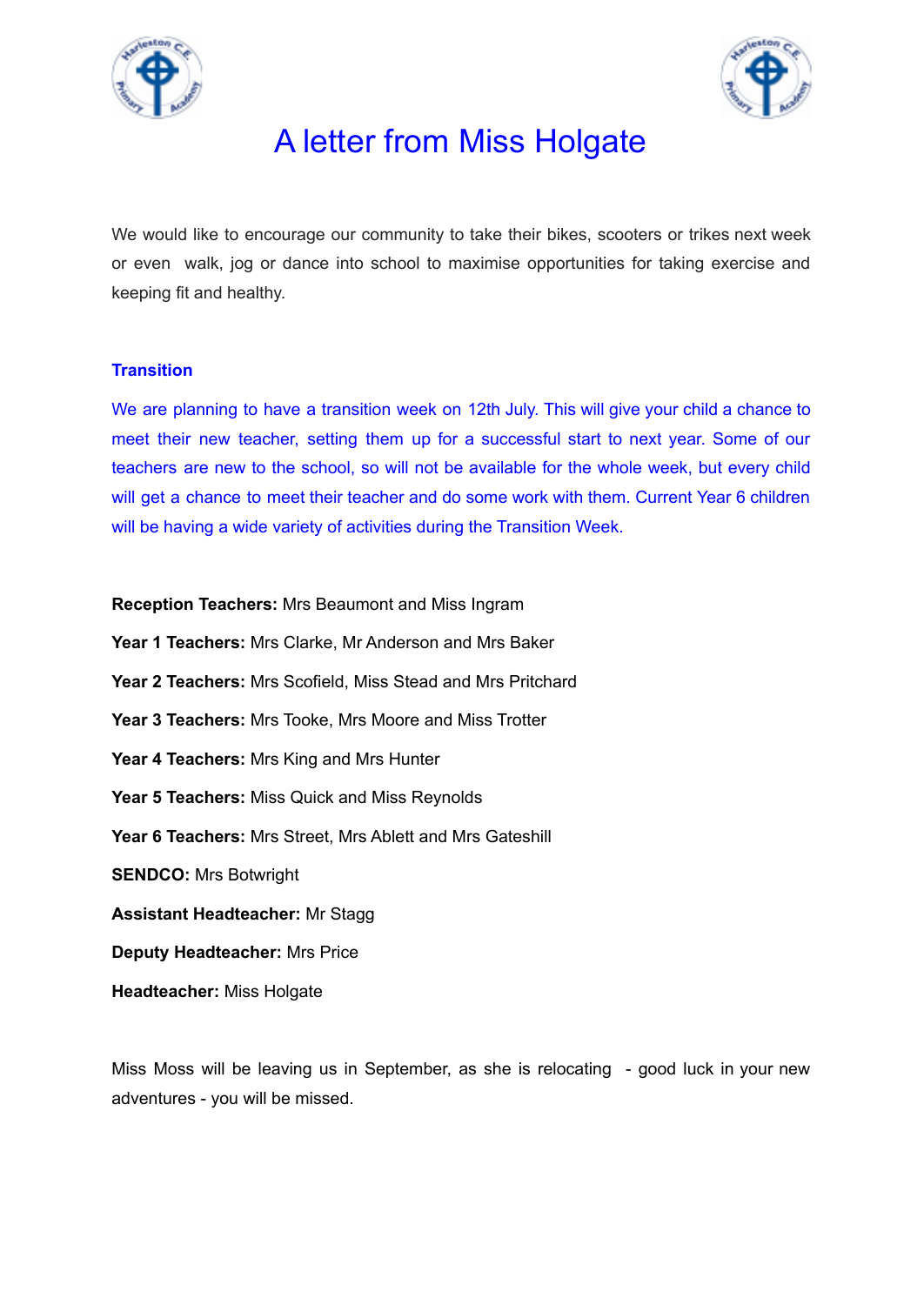# A letter from Miss Holgate

We would like to encourage our community to take their bikes, scooters or trikes next week or even walk, jog or dance into school to maximise opportunities for taking exercise and keeping fit and healthy.

### Transition

We are planning to have a transition week on 12th July. This will give your child a chance to meet their new teacher, setting them up for a successful start to next year. Some of our teachers are new to the school, so will not be available for the whole week, but every child will get a chance to meet their teacher and do some work with them. Current Year 6 children will be having a wide variety of activities during the Transition Week.

**Reception Teachers:** Mrs Beaumont and Miss Ingram

**Year 1 Teachers:** Mrs Clarke, Mr Anderson and Mrs Baker

**Year 2 Teachers:** Mrs Scofield, Miss Stead and Mrs Pritchard

**Year 3 Teachers:** Mrs Tooke, Mrs Moore and Miss Trotter

**Year 4 Teachers:** Mrs King and Mrs Hunter

**Year 5 Teachers:** Miss Quick and Miss Reynolds

**Year 6 Teachers:** Mrs Street, Mrs Ablett and Mrs Gateshill

**SENDCO:** Mrs Botwright

**Assistant Headteacher:** Mr Stagg

**Deputy Headteacher:** Mrs Price

**Headteacher:** Miss Holgate

Miss Moss will be leaving us in September, as she is relocating - good luck in your new adventures - you will be missed.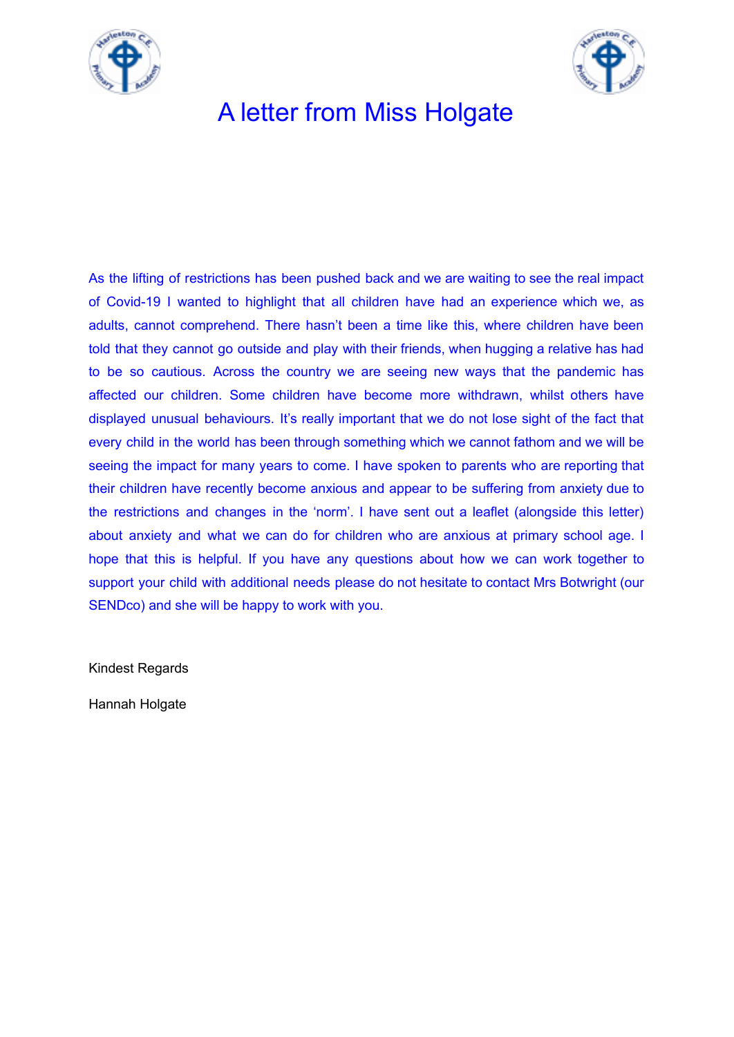# A letter from Miss Holgate

As the lifting of restrictions has been pushed back and we are waiting to see the real impact of Covid-19 I wanted to highlight that all children have had an experience which we, as adults, cannot comprehend. There hasn't been a time like this, where children have been told that they cannot go outside and play with their friends, when hugging a relative has had to be so cautious. Across the country we are seeing new ways that the pandemic has affected our children. Some children have become more withdrawn, whilst others have displayed unusual behaviours. It's really important that we do not lose sight of the fact that every child in the world has been through something which we cannot fathom and we will be seeing the impact for many years to come. I have spoken to parents who are reporting that their children have recently become anxious and appear to be suffering from anxiety due to the restrictions and changes in the 'norm'. I have sent out a leaflet (alongside this letter) about anxiety and what we can do for children who are anxious at primary school age. I hope that this is helpful. If you have any questions about how we can work together to support your child with additional needs please do not hesitate to contact Mrs Botwright (our SENDco) and she will be happy to work with you.

Kindest Regards

Hannah Holgate